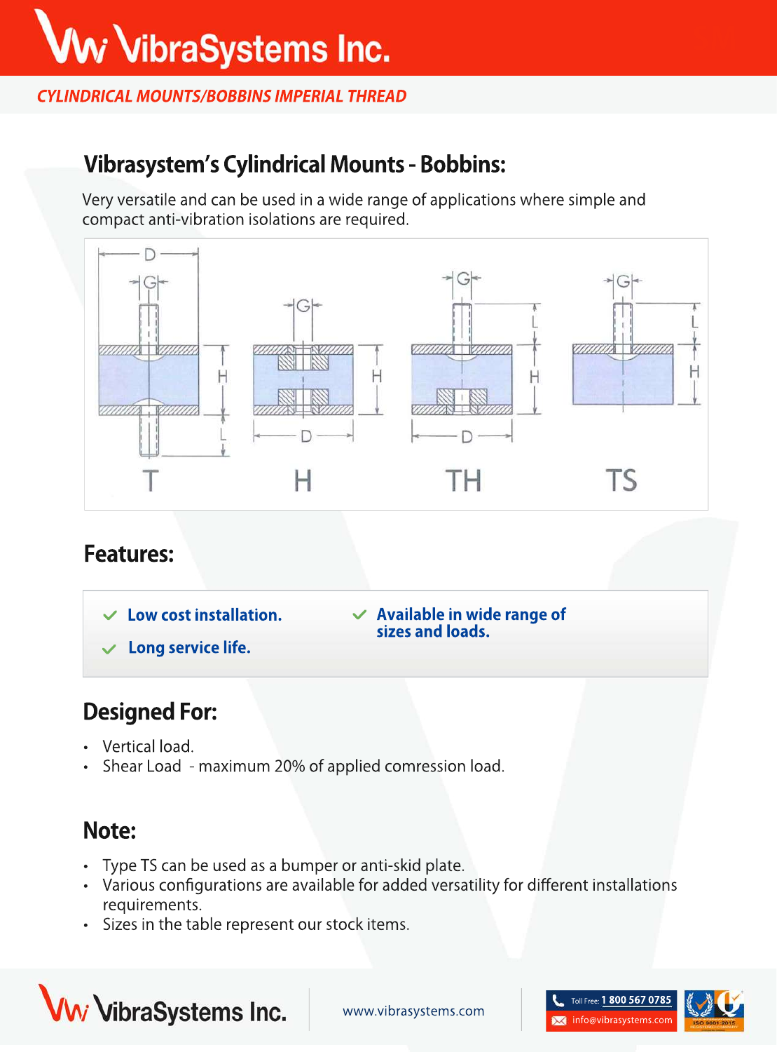# VibraSystems Inc.

## CYLINDRICAL MOUNTS/BOBBINS IMPERIAL THREAD

## Vibrasystem's Cylindrical Mounts - Bobbins:

Very versatile and can be used in a wide range of applications where simple and compact anti-vibration isolations are required.

## Features:

- Low cost installation.
- Long service life.
- Available in wide range of sizes and loads.

## Designed For:

- Vertical load.
- Shear Load - maximum 20% of applied comression load.

## Note:

- Type TS can be used as a bumper or anti-skid plate.
- Various configurations are available for added versatility for different installations requirements.
- Sizes in the table represent our stock items.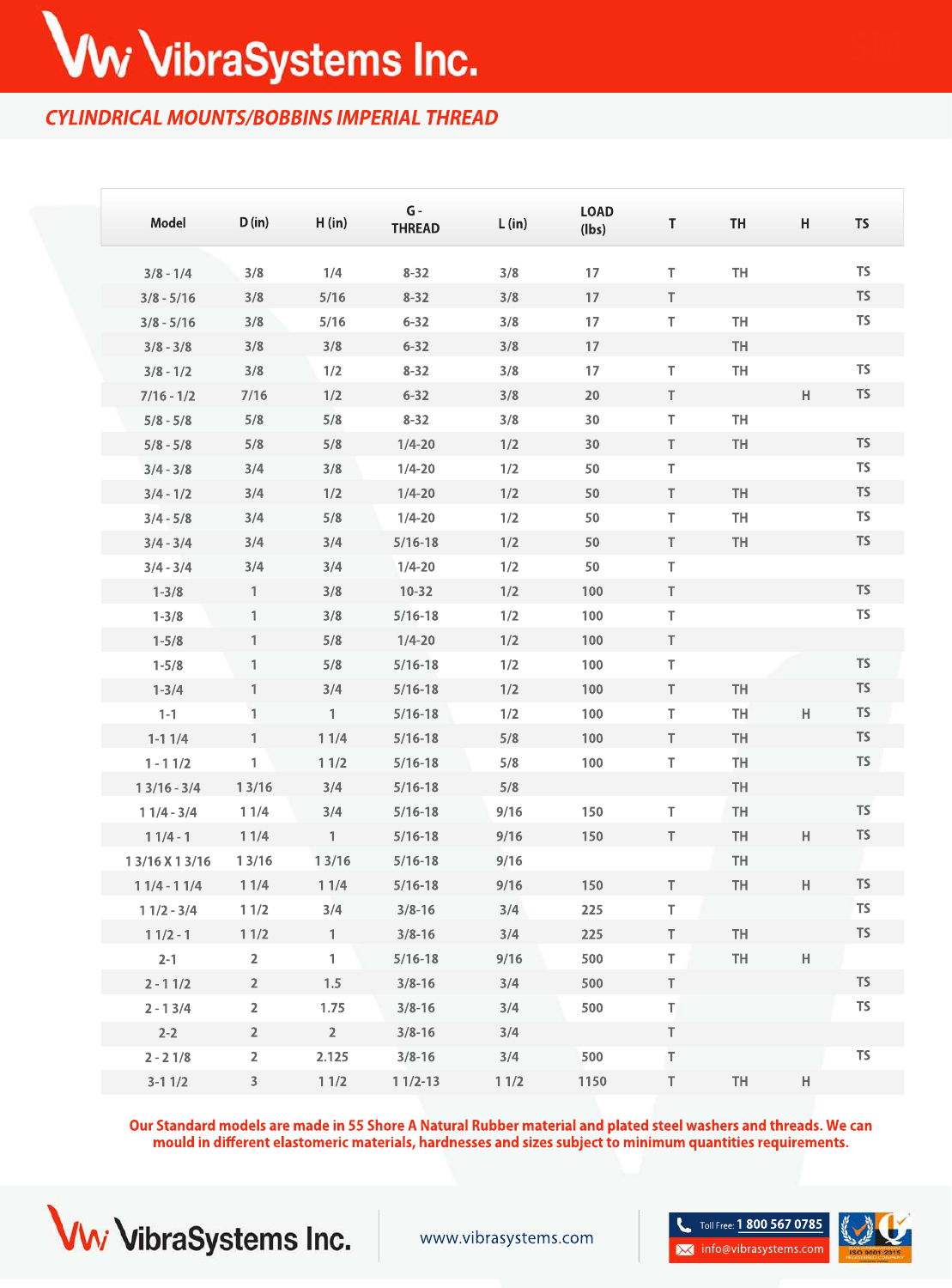# CYLINDRICAL MOUNTS/BOBBINS IMPERIAL THREAD

| Model | D (in) | H (in) | G - THREAD | L (in) | LOAD (lbs) | T | TH | H | TS |
|---|---|---|---|---|---|---|---|---|---|
| 3/8 - 1/4 | 3/8 | 1/4 | 8-32 | 3/8 | 17 | T | TH | | TS |
| 3/8 - 5/16 | 3/8 | 5/16 | 8-32 | 3/8 | 17 | T | | | TS |
| 3/8 - 5/16 | 3/8 | 5/16 | 6-32 | 3/8 | 17 | T | TH | | TS |
| 3/8 - 3/8 | 3/8 | 3/8 | 6-32 | 3/8 | 17 | | TH | | |
| 3/8 - 1/2 | 3/8 | 1/2 | 8-32 | 3/8 | 17 | T | TH | | TS |
| 7/16 - 1/2 | 7/16 | 1/2 | 6-32 | 3/8 | 20 | T | | H | TS |
| 5/8 - 5/8 | 5/8 | 5/8 | 8-32 | 3/8 | 30 | T | TH | | |
| 5/8 - 5/8 | 5/8 | 5/8 | 1/4-20 | 1/2 | 30 | T | TH | | TS |
| 3/4 - 3/8 | 3/4 | 3/8 | 1/4-20 | 1/2 | 50 | T | | | TS |
| 3/4 - 1/2 | 3/4 | 1/2 | 1/4-20 | 1/2 | 50 | T | TH | | TS |
| 3/4 - 5/8 | 3/4 | 5/8 | 1/4-20 | 1/2 | 50 | T | TH | | TS |
| 3/4 - 3/4 | 3/4 | 3/4 | 5/16-18 | 1/2 | 50 | T | TH | | TS |
| 3/4 - 3/4 | 3/4 | 3/4 | 1/4-20 | 1/2 | 50 | T | | | |
| 1-3/8 | 1 | 3/8 | 10-32 | 1/2 | 100 | T | | | TS |
| 1-3/8 | 1 | 3/8 | 5/16-18 | 1/2 | 100 | T | | | TS |
| 1-5/8 | 1 | 5/8 | 1/4-20 | 1/2 | 100 | T | | | |
| 1-5/8 | 1 | 5/8 | 5/16-18 | 1/2 | 100 | T | | | TS |
| 1-3/4 | 1 | 3/4 | 5/16-18 | 1/2 | 100 | T | TH | | TS |
| 1-1 | 1 | 1 | 5/16-18 | 1/2 | 100 | T | TH | H | TS |
| 1-1 1/4 | 1 | 1 1/4 | 5/16-18 | 5/8 | 100 | T | TH | | TS |
| 1 - 1 1/2 | 1 | 1 1/2 | 5/16-18 | 5/8 | 100 | T | TH | | TS |
| 1 3/16 - 3/4 | 1 3/16 | 3/4 | 5/16-18 | 5/8 | | | TH | | |
| 1 1/4 - 3/4 | 1 1/4 | 3/4 | 5/16-18 | 9/16 | 150 | T | TH | | TS |
| 1 1/4 - 1 | 1 1/4 | 1 | 5/16-18 | 9/16 | 150 | T | TH | H | TS |
| 1 3/16 X 1 3/16 | 1 3/16 | 1 3/16 | 5/16-18 | 9/16 | | | TH | | |
| 1 1/4 - 1 1/4 | 1 1/4 | 1 1/4 | 5/16-18 | 9/16 | 150 | T | TH | H | TS |
| 1 1/2 - 3/4 | 1 1/2 | 3/4 | 3/8-16 | 3/4 | 225 | T | | | TS |
| 1 1/2 - 1 | 1 1/2 | 1 | 3/8-16 | 3/4 | 225 | T | TH | | TS |
| 2-1 | 2 | 1 | 5/16-18 | 9/16 | 500 | T | TH | H | |
| 2 - 1 1/2 | 2 | 1.5 | 3/8-16 | 3/4 | 500 | T | | | TS |
| 2 - 1 3/4 | 2 | 1.75 | 3/8-16 | 3/4 | 500 | T | | | TS |
| 2-2 | 2 | 2 | 3/8-16 | 3/4 | | T | | | |
| 2 - 2 1/8 | 2 | 2.125 | 3/8-16 | 3/4 | 500 | T | | | TS |
| 3-1 1/2 | 3 | 1 1/2 | 1 1/2-13 | 1 1/2 | 1150 | T | TH | H | |

**Our Standard models are made in 55 Shore A Natural Rubber material and plated steel washers and threads. We can mould in different elastomeric materials, hardnesses and sizes subject to minimum quantities requirements.**

VibraSystems Inc.

www.vibrasystems.com

Toll Free: 1 800 567 0785

info@vibrasystems.com